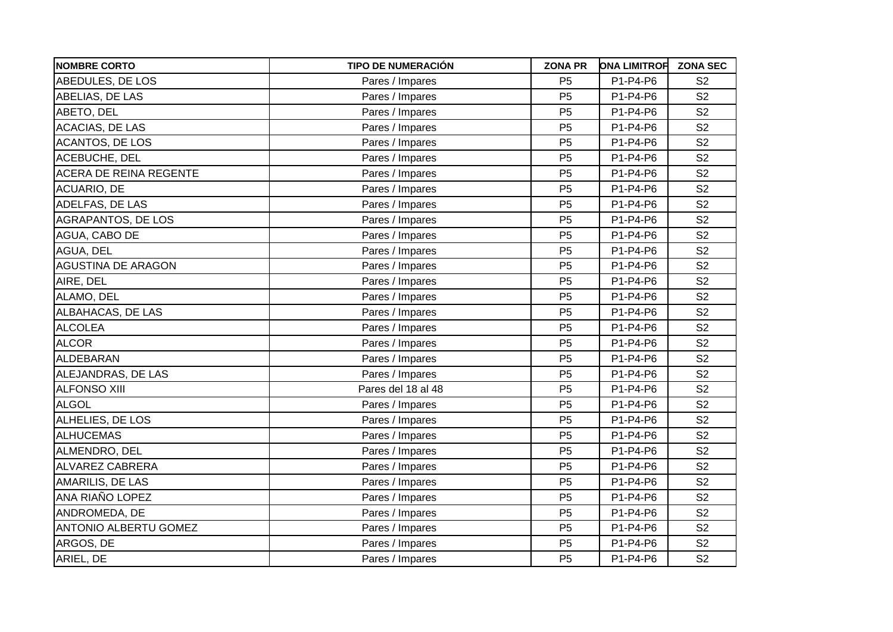| NOMBRE CORTO | TIPO DE NUMERACIÓN | ZONA PR | ONA LIMITROF | ZONA SEC |
|---|---|---|---|---|
| ABEDULES, DE LOS | Pares / Impares | P5 | P1-P4-P6 | S2 |
| ABELIAS, DE LAS | Pares / Impares | P5 | P1-P4-P6 | S2 |
| ABETO, DEL | Pares / Impares | P5 | P1-P4-P6 | S2 |
| ACACIAS, DE LAS | Pares / Impares | P5 | P1-P4-P6 | S2 |
| ACANTOS, DE LOS | Pares / Impares | P5 | P1-P4-P6 | S2 |
| ACEBUCHE, DEL | Pares / Impares | P5 | P1-P4-P6 | S2 |
| ACERA DE REINA REGENTE | Pares / Impares | P5 | P1-P4-P6 | S2 |
| ACUARIO, DE | Pares / Impares | P5 | P1-P4-P6 | S2 |
| ADELFAS, DE LAS | Pares / Impares | P5 | P1-P4-P6 | S2 |
| AGRAPANTOS, DE LOS | Pares / Impares | P5 | P1-P4-P6 | S2 |
| AGUA, CABO DE | Pares / Impares | P5 | P1-P4-P6 | S2 |
| AGUA, DEL | Pares / Impares | P5 | P1-P4-P6 | S2 |
| AGUSTINA DE ARAGON | Pares / Impares | P5 | P1-P4-P6 | S2 |
| AIRE, DEL | Pares / Impares | P5 | P1-P4-P6 | S2 |
| ALAMO, DEL | Pares / Impares | P5 | P1-P4-P6 | S2 |
| ALBAHACAS, DE LAS | Pares / Impares | P5 | P1-P4-P6 | S2 |
| ALCOLEA | Pares / Impares | P5 | P1-P4-P6 | S2 |
| ALCOR | Pares / Impares | P5 | P1-P4-P6 | S2 |
| ALDEBARAN | Pares / Impares | P5 | P1-P4-P6 | S2 |
| ALEJANDRAS, DE LAS | Pares / Impares | P5 | P1-P4-P6 | S2 |
| ALFONSO XIII | Pares del 18 al 48 | P5 | P1-P4-P6 | S2 |
| ALGOL | Pares / Impares | P5 | P1-P4-P6 | S2 |
| ALHELIES, DE LOS | Pares / Impares | P5 | P1-P4-P6 | S2 |
| ALHUCEMAS | Pares / Impares | P5 | P1-P4-P6 | S2 |
| ALMENDRO, DEL | Pares / Impares | P5 | P1-P4-P6 | S2 |
| ALVAREZ CABRERA | Pares / Impares | P5 | P1-P4-P6 | S2 |
| AMARILIS, DE LAS | Pares / Impares | P5 | P1-P4-P6 | S2 |
| ANA RIAÑO LOPEZ | Pares / Impares | P5 | P1-P4-P6 | S2 |
| ANDROMEDA, DE | Pares / Impares | P5 | P1-P4-P6 | S2 |
| ANTONIO ALBERTU GOMEZ | Pares / Impares | P5 | P1-P4-P6 | S2 |
| ARGOS, DE | Pares / Impares | P5 | P1-P4-P6 | S2 |
| ARIEL, DE | Pares / Impares | P5 | P1-P4-P6 | S2 |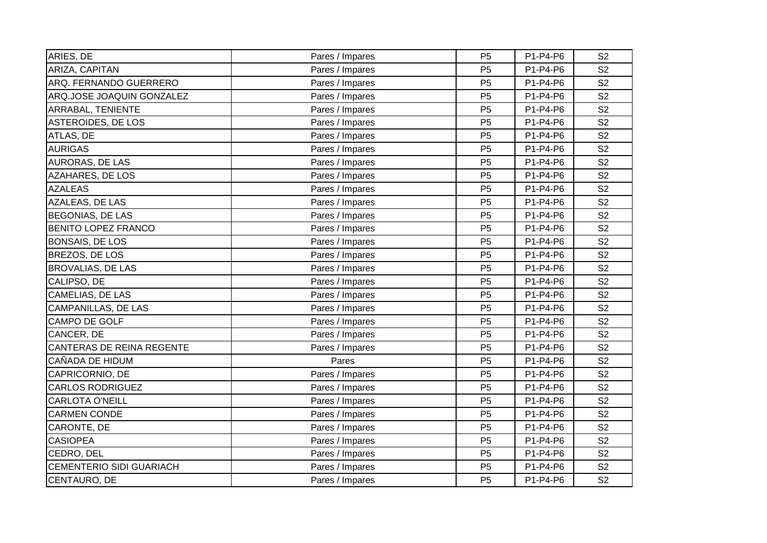| | | | | |
|---|---|---|---|---|
| ARIES, DE | Pares / Impares | P5 | P1-P4-P6 | S2 |
| ARIZA, CAPITAN | Pares / Impares | P5 | P1-P4-P6 | S2 |
| ARQ. FERNANDO GUERRERO | Pares / Impares | P5 | P1-P4-P6 | S2 |
| ARQ.JOSE JOAQUIN GONZALEZ | Pares / Impares | P5 | P1-P4-P6 | S2 |
| ARRABAL, TENIENTE | Pares / Impares | P5 | P1-P4-P6 | S2 |
| ASTEROIDES, DE LOS | Pares / Impares | P5 | P1-P4-P6 | S2 |
| ATLAS, DE | Pares / Impares | P5 | P1-P4-P6 | S2 |
| AURIGAS | Pares / Impares | P5 | P1-P4-P6 | S2 |
| AURORAS, DE LAS | Pares / Impares | P5 | P1-P4-P6 | S2 |
| AZAHARES, DE LOS | Pares / Impares | P5 | P1-P4-P6 | S2 |
| AZALEAS | Pares / Impares | P5 | P1-P4-P6 | S2 |
| AZALEAS, DE LAS | Pares / Impares | P5 | P1-P4-P6 | S2 |
| BEGONIAS, DE LAS | Pares / Impares | P5 | P1-P4-P6 | S2 |
| BENITO LOPEZ FRANCO | Pares / Impares | P5 | P1-P4-P6 | S2 |
| BONSAIS, DE LOS | Pares / Impares | P5 | P1-P4-P6 | S2 |
| BREZOS, DE LOS | Pares / Impares | P5 | P1-P4-P6 | S2 |
| BROVALIAS, DE LAS | Pares / Impares | P5 | P1-P4-P6 | S2 |
| CALIPSO, DE | Pares / Impares | P5 | P1-P4-P6 | S2 |
| CAMELIAS, DE LAS | Pares / Impares | P5 | P1-P4-P6 | S2 |
| CAMPANILLAS, DE LAS | Pares / Impares | P5 | P1-P4-P6 | S2 |
| CAMPO DE GOLF | Pares / Impares | P5 | P1-P4-P6 | S2 |
| CANCER, DE | Pares / Impares | P5 | P1-P4-P6 | S2 |
| CANTERAS DE REINA REGENTE | Pares / Impares | P5 | P1-P4-P6 | S2 |
| CAÑADA DE HIDUM | Pares | P5 | P1-P4-P6 | S2 |
| CAPRICORNIO, DE | Pares / Impares | P5 | P1-P4-P6 | S2 |
| CARLOS RODRIGUEZ | Pares / Impares | P5 | P1-P4-P6 | S2 |
| CARLOTA O'NEILL | Pares / Impares | P5 | P1-P4-P6 | S2 |
| CARMEN CONDE | Pares / Impares | P5 | P1-P4-P6 | S2 |
| CARONTE, DE | Pares / Impares | P5 | P1-P4-P6 | S2 |
| CASIOPEA | Pares / Impares | P5 | P1-P4-P6 | S2 |
| CEDRO, DEL | Pares / Impares | P5 | P1-P4-P6 | S2 |
| CEMENTERIO SIDI GUARIACH | Pares / Impares | P5 | P1-P4-P6 | S2 |
| CENTAURO, DE | Pares / Impares | P5 | P1-P4-P6 | S2 |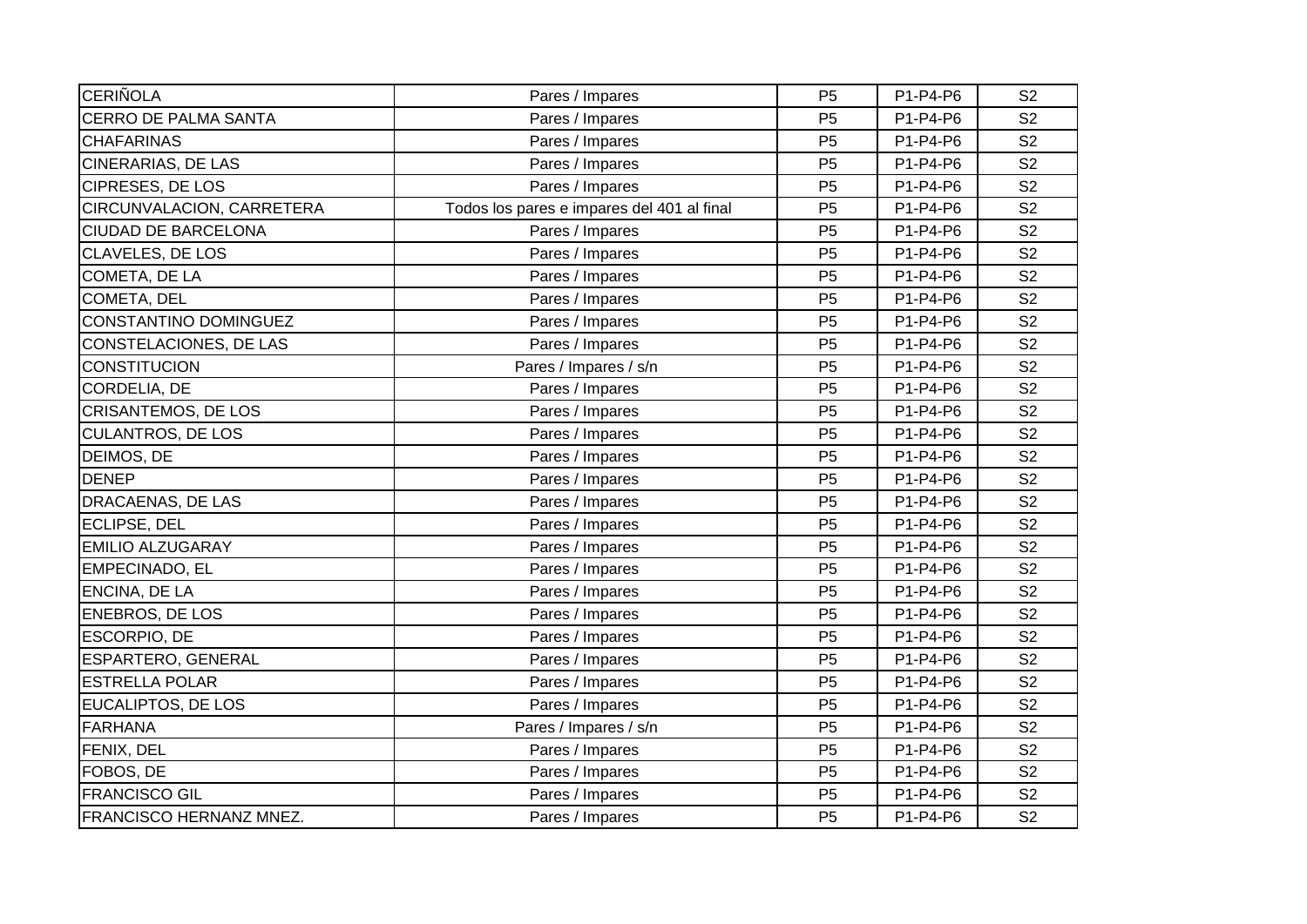| | | | | |
|---|---|---|---|---|
| CERIÑOLA | Pares / Impares | P5 | P1-P4-P6 | S2 |
| CERRO DE PALMA SANTA | Pares / Impares | P5 | P1-P4-P6 | S2 |
| CHAFARINAS | Pares / Impares | P5 | P1-P4-P6 | S2 |
| CINERARIAS, DE LAS | Pares / Impares | P5 | P1-P4-P6 | S2 |
| CIPRESES, DE LOS | Pares / Impares | P5 | P1-P4-P6 | S2 |
| CIRCUNVALACION, CARRETERA | Todos los pares e impares del 401 al final | P5 | P1-P4-P6 | S2 |
| CIUDAD DE BARCELONA | Pares / Impares | P5 | P1-P4-P6 | S2 |
| CLAVELES, DE LOS | Pares / Impares | P5 | P1-P4-P6 | S2 |
| COMETA, DE LA | Pares / Impares | P5 | P1-P4-P6 | S2 |
| COMETA, DEL | Pares / Impares | P5 | P1-P4-P6 | S2 |
| CONSTANTINO DOMINGUEZ | Pares / Impares | P5 | P1-P4-P6 | S2 |
| CONSTELACIONES, DE LAS | Pares / Impares | P5 | P1-P4-P6 | S2 |
| CONSTITUCION | Pares / Impares / s/n | P5 | P1-P4-P6 | S2 |
| CORDELIA, DE | Pares / Impares | P5 | P1-P4-P6 | S2 |
| CRISANTEMOS, DE LOS | Pares / Impares | P5 | P1-P4-P6 | S2 |
| CULANTROS, DE LOS | Pares / Impares | P5 | P1-P4-P6 | S2 |
| DEIMOS, DE | Pares / Impares | P5 | P1-P4-P6 | S2 |
| DENEP | Pares / Impares | P5 | P1-P4-P6 | S2 |
| DRACAENAS, DE LAS | Pares / Impares | P5 | P1-P4-P6 | S2 |
| ECLIPSE, DEL | Pares / Impares | P5 | P1-P4-P6 | S2 |
| EMILIO ALZUGARAY | Pares / Impares | P5 | P1-P4-P6 | S2 |
| EMPECINADO, EL | Pares / Impares | P5 | P1-P4-P6 | S2 |
| ENCINA, DE LA | Pares / Impares | P5 | P1-P4-P6 | S2 |
| ENEBROS, DE LOS | Pares / Impares | P5 | P1-P4-P6 | S2 |
| ESCORPIO, DE | Pares / Impares | P5 | P1-P4-P6 | S2 |
| ESPARTERO, GENERAL | Pares / Impares | P5 | P1-P4-P6 | S2 |
| ESTRELLA POLAR | Pares / Impares | P5 | P1-P4-P6 | S2 |
| EUCALIPTOS, DE LOS | Pares / Impares | P5 | P1-P4-P6 | S2 |
| FARHANA | Pares / Impares / s/n | P5 | P1-P4-P6 | S2 |
| FENIX, DEL | Pares / Impares | P5 | P1-P4-P6 | S2 |
| FOBOS, DE | Pares / Impares | P5 | P1-P4-P6 | S2 |
| FRANCISCO GIL | Pares / Impares | P5 | P1-P4-P6 | S2 |
| FRANCISCO HERNANZ MNEZ. | Pares / Impares | P5 | P1-P4-P6 | S2 |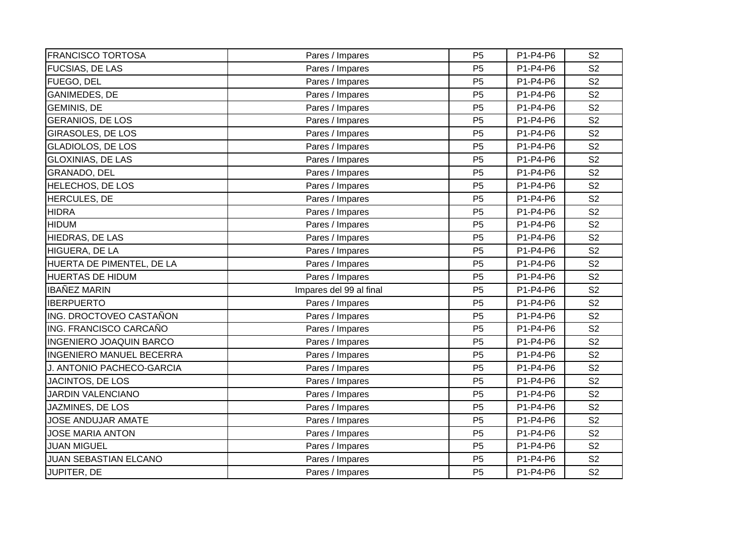| FRANCISCO TORTOSA | Pares / Impares | P5 | P1-P4-P6 | S2 |
|---|---|---|---|---|
| FUCSIAS, DE LAS | Pares / Impares | P5 | P1-P4-P6 | S2 |
| FUEGO, DEL | Pares / Impares | P5 | P1-P4-P6 | S2 |
| GANIMEDES, DE | Pares / Impares | P5 | P1-P4-P6 | S2 |
| GEMINIS, DE | Pares / Impares | P5 | P1-P4-P6 | S2 |
| GERANIOS, DE LOS | Pares / Impares | P5 | P1-P4-P6 | S2 |
| GIRASOLES, DE LOS | Pares / Impares | P5 | P1-P4-P6 | S2 |
| GLADIOLOS, DE LOS | Pares / Impares | P5 | P1-P4-P6 | S2 |
| GLOXINIAS, DE LAS | Pares / Impares | P5 | P1-P4-P6 | S2 |
| GRANADO, DEL | Pares / Impares | P5 | P1-P4-P6 | S2 |
| HELECHOS, DE LOS | Pares / Impares | P5 | P1-P4-P6 | S2 |
| HERCULES, DE | Pares / Impares | P5 | P1-P4-P6 | S2 |
| HIDRA | Pares / Impares | P5 | P1-P4-P6 | S2 |
| HIDUM | Pares / Impares | P5 | P1-P4-P6 | S2 |
| HIEDRAS, DE LAS | Pares / Impares | P5 | P1-P4-P6 | S2 |
| HIGUERA, DE LA | Pares / Impares | P5 | P1-P4-P6 | S2 |
| HUERTA DE PIMENTEL, DE LA | Pares / Impares | P5 | P1-P4-P6 | S2 |
| HUERTAS DE HIDUM | Pares / Impares | P5 | P1-P4-P6 | S2 |
| IBAÑEZ MARIN | Impares del 99 al final | P5 | P1-P4-P6 | S2 |
| IBERPUERTO | Pares / Impares | P5 | P1-P4-P6 | S2 |
| ING. DROCTOVEO CASTAÑON | Pares / Impares | P5 | P1-P4-P6 | S2 |
| ING. FRANCISCO CARCAÑO | Pares / Impares | P5 | P1-P4-P6 | S2 |
| INGENIERO JOAQUIN BARCO | Pares / Impares | P5 | P1-P4-P6 | S2 |
| INGENIERO MANUEL BECERRA | Pares / Impares | P5 | P1-P4-P6 | S2 |
| J. ANTONIO PACHECO-GARCIA | Pares / Impares | P5 | P1-P4-P6 | S2 |
| JACINTOS, DE LOS | Pares / Impares | P5 | P1-P4-P6 | S2 |
| JARDIN VALENCIANO | Pares / Impares | P5 | P1-P4-P6 | S2 |
| JAZMINES, DE LOS | Pares / Impares | P5 | P1-P4-P6 | S2 |
| JOSE ANDUJAR AMATE | Pares / Impares | P5 | P1-P4-P6 | S2 |
| JOSE MARIA ANTON | Pares / Impares | P5 | P1-P4-P6 | S2 |
| JUAN MIGUEL | Pares / Impares | P5 | P1-P4-P6 | S2 |
| JUAN SEBASTIAN ELCANO | Pares / Impares | P5 | P1-P4-P6 | S2 |
| JUPITER, DE | Pares / Impares | P5 | P1-P4-P6 | S2 |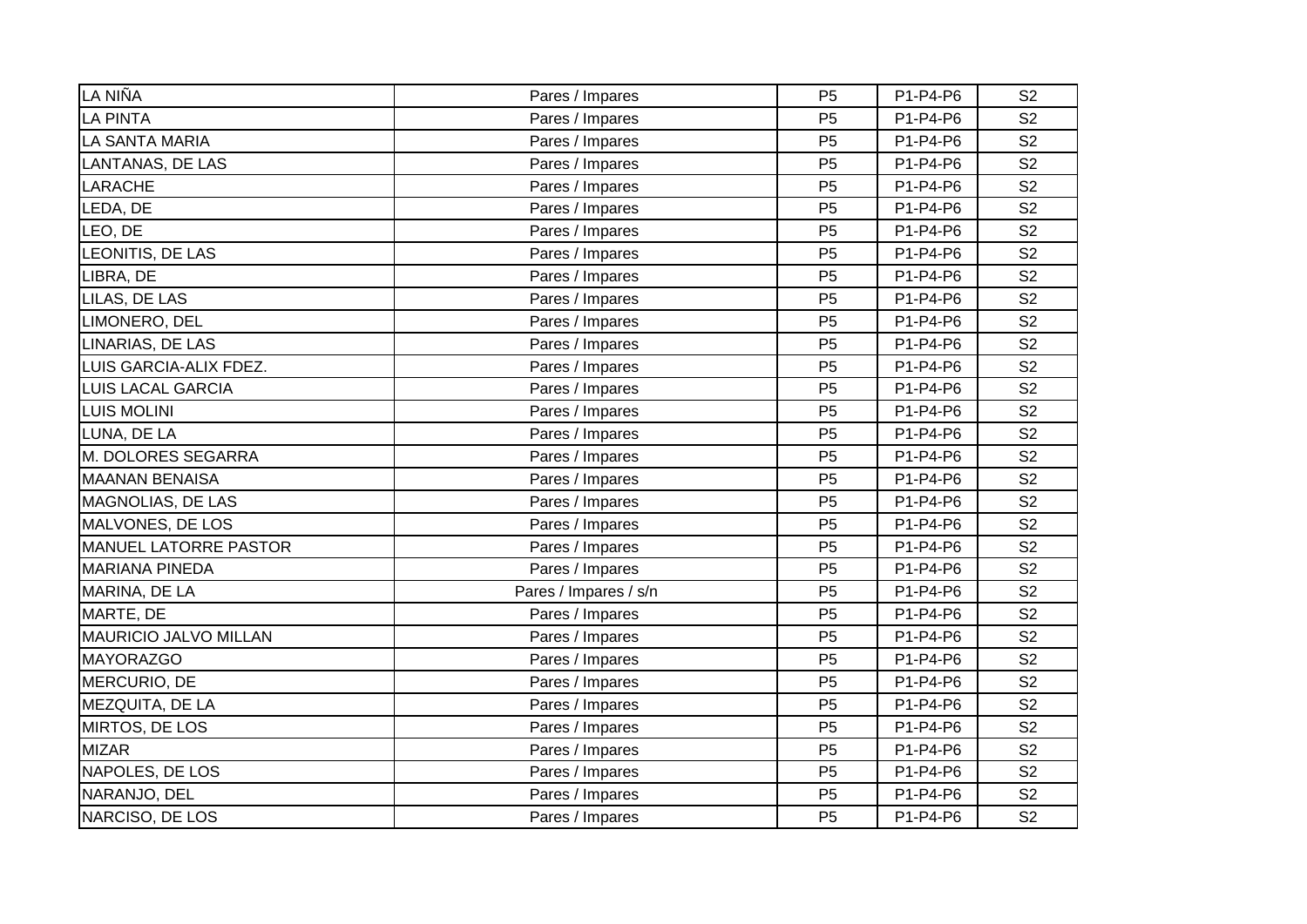| LA NIÑA | Pares / Impares | P5 | P1-P4-P6 | S2 |
|---|---|---|---|---|
| LA PINTA | Pares / Impares | P5 | P1-P4-P6 | S2 |
| LA SANTA MARIA | Pares / Impares | P5 | P1-P4-P6 | S2 |
| LANTANAS, DE LAS | Pares / Impares | P5 | P1-P4-P6 | S2 |
| LARACHE | Pares / Impares | P5 | P1-P4-P6 | S2 |
| LEDA, DE | Pares / Impares | P5 | P1-P4-P6 | S2 |
| LEO, DE | Pares / Impares | P5 | P1-P4-P6 | S2 |
| LEONITIS, DE LAS | Pares / Impares | P5 | P1-P4-P6 | S2 |
| LIBRA, DE | Pares / Impares | P5 | P1-P4-P6 | S2 |
| LILAS, DE LAS | Pares / Impares | P5 | P1-P4-P6 | S2 |
| LIMONERO, DEL | Pares / Impares | P5 | P1-P4-P6 | S2 |
| LINARIAS, DE LAS | Pares / Impares | P5 | P1-P4-P6 | S2 |
| LUIS GARCIA-ALIX FDEZ. | Pares / Impares | P5 | P1-P4-P6 | S2 |
| LUIS LACAL GARCIA | Pares / Impares | P5 | P1-P4-P6 | S2 |
| LUIS MOLINI | Pares / Impares | P5 | P1-P4-P6 | S2 |
| LUNA, DE LA | Pares / Impares | P5 | P1-P4-P6 | S2 |
| M. DOLORES SEGARRA | Pares / Impares | P5 | P1-P4-P6 | S2 |
| MAANAN BENAISA | Pares / Impares | P5 | P1-P4-P6 | S2 |
| MAGNOLIAS, DE LAS | Pares / Impares | P5 | P1-P4-P6 | S2 |
| MALVONES, DE LOS | Pares / Impares | P5 | P1-P4-P6 | S2 |
| MANUEL LATORRE PASTOR | Pares / Impares | P5 | P1-P4-P6 | S2 |
| MARIANA PINEDA | Pares / Impares | P5 | P1-P4-P6 | S2 |
| MARINA, DE LA | Pares / Impares / s/n | P5 | P1-P4-P6 | S2 |
| MARTE, DE | Pares / Impares | P5 | P1-P4-P6 | S2 |
| MAURICIO JALVO MILLAN | Pares / Impares | P5 | P1-P4-P6 | S2 |
| MAYORAZGO | Pares / Impares | P5 | P1-P4-P6 | S2 |
| MERCURIO, DE | Pares / Impares | P5 | P1-P4-P6 | S2 |
| MEZQUITA, DE LA | Pares / Impares | P5 | P1-P4-P6 | S2 |
| MIRTOS, DE LOS | Pares / Impares | P5 | P1-P4-P6 | S2 |
| MIZAR | Pares / Impares | P5 | P1-P4-P6 | S2 |
| NAPOLES, DE LOS | Pares / Impares | P5 | P1-P4-P6 | S2 |
| NARANJO, DEL | Pares / Impares | P5 | P1-P4-P6 | S2 |
| NARCISO, DE LOS | Pares / Impares | P5 | P1-P4-P6 | S2 |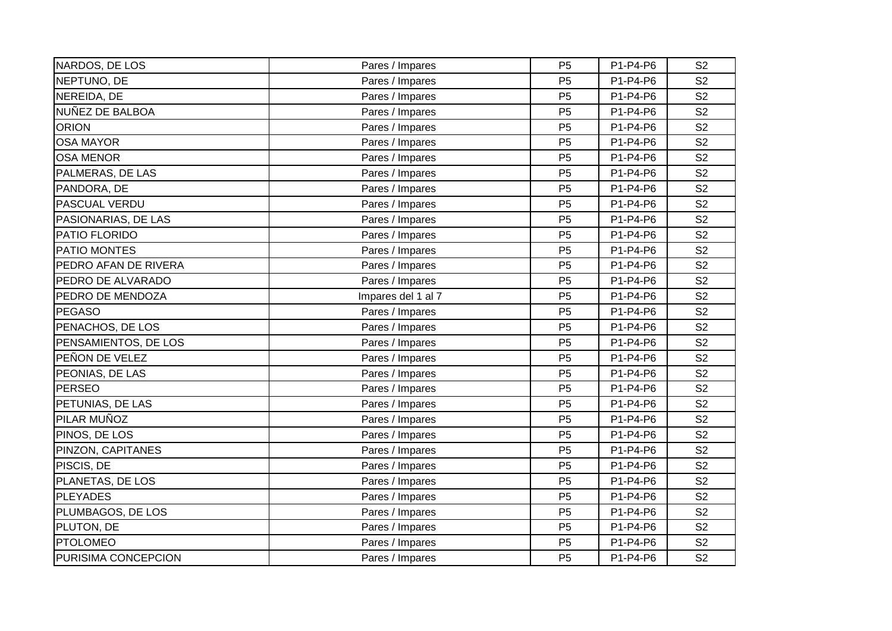| | | | | |
|---|---|---|---|---|
| NARDOS, DE LOS | Pares / Impares | P5 | P1-P4-P6 | S2 |
| NEPTUNO, DE | Pares / Impares | P5 | P1-P4-P6 | S2 |
| NEREIDA, DE | Pares / Impares | P5 | P1-P4-P6 | S2 |
| NUÑEZ DE BALBOA | Pares / Impares | P5 | P1-P4-P6 | S2 |
| ORION | Pares / Impares | P5 | P1-P4-P6 | S2 |
| OSA MAYOR | Pares / Impares | P5 | P1-P4-P6 | S2 |
| OSA MENOR | Pares / Impares | P5 | P1-P4-P6 | S2 |
| PALMERAS, DE LAS | Pares / Impares | P5 | P1-P4-P6 | S2 |
| PANDORA, DE | Pares / Impares | P5 | P1-P4-P6 | S2 |
| PASCUAL VERDU | Pares / Impares | P5 | P1-P4-P6 | S2 |
| PASIONARIAS, DE LAS | Pares / Impares | P5 | P1-P4-P6 | S2 |
| PATIO FLORIDO | Pares / Impares | P5 | P1-P4-P6 | S2 |
| PATIO MONTES | Pares / Impares | P5 | P1-P4-P6 | S2 |
| PEDRO AFAN DE RIVERA | Pares / Impares | P5 | P1-P4-P6 | S2 |
| PEDRO DE ALVARADO | Pares / Impares | P5 | P1-P4-P6 | S2 |
| PEDRO DE MENDOZA | Impares del 1 al 7 | P5 | P1-P4-P6 | S2 |
| PEGASO | Pares / Impares | P5 | P1-P4-P6 | S2 |
| PENACHOS, DE LOS | Pares / Impares | P5 | P1-P4-P6 | S2 |
| PENSAMIENTOS, DE LOS | Pares / Impares | P5 | P1-P4-P6 | S2 |
| PEÑON DE VELEZ | Pares / Impares | P5 | P1-P4-P6 | S2 |
| PEONIAS, DE LAS | Pares / Impares | P5 | P1-P4-P6 | S2 |
| PERSEO | Pares / Impares | P5 | P1-P4-P6 | S2 |
| PETUNIAS, DE LAS | Pares / Impares | P5 | P1-P4-P6 | S2 |
| PILAR MUÑOZ | Pares / Impares | P5 | P1-P4-P6 | S2 |
| PINOS, DE LOS | Pares / Impares | P5 | P1-P4-P6 | S2 |
| PINZON, CAPITANES | Pares / Impares | P5 | P1-P4-P6 | S2 |
| PISCIS, DE | Pares / Impares | P5 | P1-P4-P6 | S2 |
| PLANETAS, DE LOS | Pares / Impares | P5 | P1-P4-P6 | S2 |
| PLEYADES | Pares / Impares | P5 | P1-P4-P6 | S2 |
| PLUMBAGOS, DE LOS | Pares / Impares | P5 | P1-P4-P6 | S2 |
| PLUTON, DE | Pares / Impares | P5 | P1-P4-P6 | S2 |
| PTOLOMEO | Pares / Impares | P5 | P1-P4-P6 | S2 |
| PURISIMA CONCEPCION | Pares / Impares | P5 | P1-P4-P6 | S2 |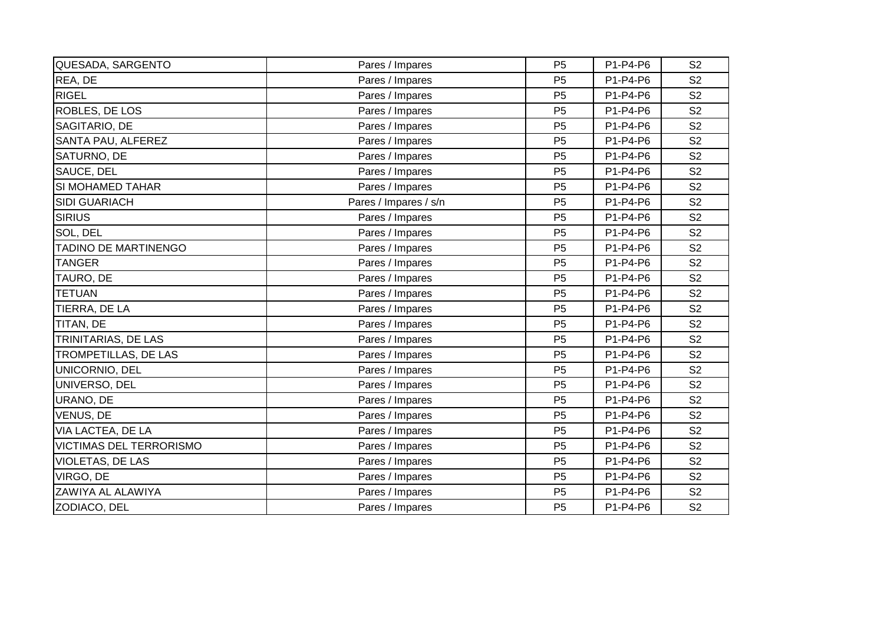| | | | | |
|---|---|---|---|---|
| QUESADA, SARGENTO | Pares / Impares | P5 | P1-P4-P6 | S2 |
| REA, DE | Pares / Impares | P5 | P1-P4-P6 | S2 |
| RIGEL | Pares / Impares | P5 | P1-P4-P6 | S2 |
| ROBLES, DE LOS | Pares / Impares | P5 | P1-P4-P6 | S2 |
| SAGITARIO, DE | Pares / Impares | P5 | P1-P4-P6 | S2 |
| SANTA PAU, ALFEREZ | Pares / Impares | P5 | P1-P4-P6 | S2 |
| SATURNO, DE | Pares / Impares | P5 | P1-P4-P6 | S2 |
| SAUCE, DEL | Pares / Impares | P5 | P1-P4-P6 | S2 |
| SI MOHAMED TAHAR | Pares / Impares | P5 | P1-P4-P6 | S2 |
| SIDI GUARIACH | Pares / Impares / s/n | P5 | P1-P4-P6 | S2 |
| SIRIUS | Pares / Impares | P5 | P1-P4-P6 | S2 |
| SOL, DEL | Pares / Impares | P5 | P1-P4-P6 | S2 |
| TADINO DE MARTINENGO | Pares / Impares | P5 | P1-P4-P6 | S2 |
| TANGER | Pares / Impares | P5 | P1-P4-P6 | S2 |
| TAURO, DE | Pares / Impares | P5 | P1-P4-P6 | S2 |
| TETUAN | Pares / Impares | P5 | P1-P4-P6 | S2 |
| TIERRA, DE LA | Pares / Impares | P5 | P1-P4-P6 | S2 |
| TITAN, DE | Pares / Impares | P5 | P1-P4-P6 | S2 |
| TRINITARIAS, DE LAS | Pares / Impares | P5 | P1-P4-P6 | S2 |
| TROMPETILLAS, DE LAS | Pares / Impares | P5 | P1-P4-P6 | S2 |
| UNICORNIO, DEL | Pares / Impares | P5 | P1-P4-P6 | S2 |
| UNIVERSO, DEL | Pares / Impares | P5 | P1-P4-P6 | S2 |
| URANO, DE | Pares / Impares | P5 | P1-P4-P6 | S2 |
| VENUS, DE | Pares / Impares | P5 | P1-P4-P6 | S2 |
| VIA LACTEA, DE LA | Pares / Impares | P5 | P1-P4-P6 | S2 |
| VICTIMAS DEL TERRORISMO | Pares / Impares | P5 | P1-P4-P6 | S2 |
| VIOLETAS, DE LAS | Pares / Impares | P5 | P1-P4-P6 | S2 |
| VIRGO, DE | Pares / Impares | P5 | P1-P4-P6 | S2 |
| ZAWIYA AL ALAWIYA | Pares / Impares | P5 | P1-P4-P6 | S2 |
| ZODIACO, DEL | Pares / Impares | P5 | P1-P4-P6 | S2 |